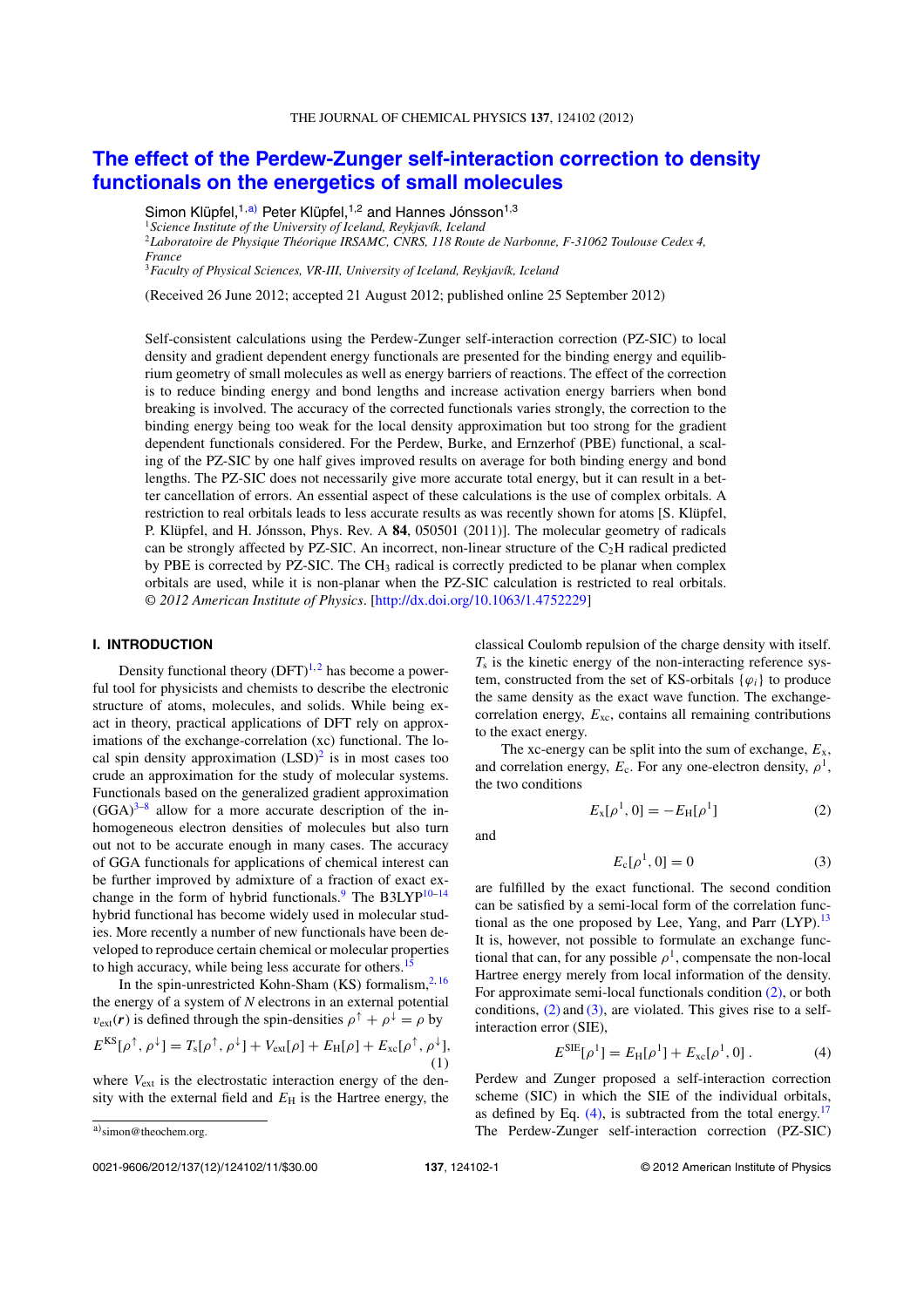# The effect of the Perdew-Zunger self-interaction correction to density functionals on the energetics of small molecules

Simon Klüpfel,[1,a)] Peter Klüpfel,[1,2] and Hannes Jónsson[1,3]

[1]*Science Institute of the University of Iceland, Reykjavík, Iceland*
[2]*Laboratoire de Physique Théorique IRSAMC, CNRS, 118 Route de Narbonne, F-31062 Toulouse Cedex 4, France*
[3]*Faculty of Physical Sciences, VR-III, University of Iceland, Reykjavík, Iceland*

(Received 26 June 2012; accepted 21 August 2012; published online 25 September 2012)

Self-consistent calculations using the Perdew-Zunger self-interaction correction (PZ-SIC) to local density and gradient dependent energy functionals are presented for the binding energy and equilibrium geometry of small molecules as well as energy barriers of reactions. The effect of the correction is to reduce binding energy and bond lengths and increase activation energy barriers when bond breaking is involved. The accuracy of the corrected functionals varies strongly, the correction to the binding energy being too weak for the local density approximation but too strong for the gradient dependent functionals considered. For the Perdew, Burke, and Ernzerhof (PBE) functional, a scaling of the PZ-SIC by one half gives improved results on average for both binding energy and bond lengths. The PZ-SIC does not necessarily give more accurate total energy, but it can result in a better cancellation of errors. An essential aspect of these calculations is the use of complex orbitals. A restriction to real orbitals leads to less accurate results as was recently shown for atoms [S. Klüpfel, P. Klüpfel, and H. Jónsson, Phys. Rev. A **84**, 050501 (2011)]. The molecular geometry of radicals can be strongly affected by PZ-SIC. An incorrect, non-linear structure of the $C_2H$ radical predicted by PBE is corrected by PZ-SIC. The $CH_3$ radical is correctly predicted to be planar when complex orbitals are used, while it is non-planar when the PZ-SIC calculation is restricted to real orbitals. *© 2012 American Institute of Physics*. [http://dx.doi.org/10.1063/1.4752229]

## I. INTRODUCTION

Density functional theory (DFT)[1,2] has become a powerful tool for physicists and chemists to describe the electronic structure of atoms, molecules, and solids. While being exact in theory, practical applications of DFT rely on approximations of the exchange-correlation (xc) functional. The local spin density approximation (LSD)[2] is in most cases too crude an approximation for the study of molecular systems. Functionals based on the generalized gradient approximation (GGA)[3–8] allow for a more accurate description of the inhomogeneous electron densities of molecules but also turn out not to be accurate enough in many cases. The accuracy of GGA functionals for applications of chemical interest can be further improved by admixture of a fraction of exact exchange in the form of hybrid functionals.[9] The B3LYP[10–14] hybrid functional has become widely used in molecular studies. More recently a number of new functionals have been developed to reproduce certain chemical or molecular properties to high accuracy, while being less accurate for others.[15]

In the spin-unrestricted Kohn-Sham (KS) formalism,[2,16] the energy of a system of $N$ electrons in an external potential $v_{\mathrm{ext}}(\boldsymbol{r})$ is defined through the spin-densities $\rho^\uparrow + \rho^\downarrow = \rho$ by

$$E^{\mathrm{KS}}[\rho^\uparrow, \rho^\downarrow] = T_{\mathrm{s}}[\rho^\uparrow, \rho^\downarrow] + V_{\mathrm{ext}}[\rho] + E_{\mathrm{H}}[\rho] + E_{\mathrm{xc}}[\rho^\uparrow, \rho^\downarrow], \tag{1}$$

where $V_{\mathrm{ext}}$ is the electrostatic interaction energy of the density with the external field and $E_{\mathrm{H}}$ is the Hartree energy, the classical Coulomb repulsion of the charge density with itself. $T_{\mathrm{s}}$ is the kinetic energy of the non-interacting reference system, constructed from the set of KS-orbitals $\{\varphi_i\}$ to produce the same density as the exact wave function. The exchange-correlation energy, $E_{\mathrm{xc}}$, contains all remaining contributions to the exact energy.

The xc-energy can be split into the sum of exchange, $E_{\mathrm{x}}$, and correlation energy, $E_{\mathrm{c}}$. For any one-electron density, $\rho^1$, the two conditions

$$E_{\mathrm{x}}[\rho^1, 0] = -E_{\mathrm{H}}[\rho^1] \tag{2}$$

and

$$E_{\mathrm{c}}[\rho^1, 0] = 0 \tag{3}$$

are fulfilled by the exact functional. The second condition can be satisfied by a semi-local form of the correlation functional as the one proposed by Lee, Yang, and Parr (LYP).[13] It is, however, not possible to formulate an exchange functional that can, for any possible $\rho^1$, compensate the non-local Hartree energy merely from local information of the density. For approximate semi-local functionals condition (2), or both conditions, (2) and (3), are violated. This gives rise to a self-interaction error (SIE),

$$E^{\mathrm{SIE}}[\rho^1] = E_{\mathrm{H}}[\rho^1] + E_{\mathrm{xc}}[\rho^1, 0]\,. \tag{4}$$

Perdew and Zunger proposed a self-interaction correction scheme (SIC) in which the SIE of the individual orbitals, as defined by Eq. (4), is subtracted from the total energy.[17] The Perdew-Zunger self-interaction correction (PZ-SIC)

[a)]simon@theochem.org.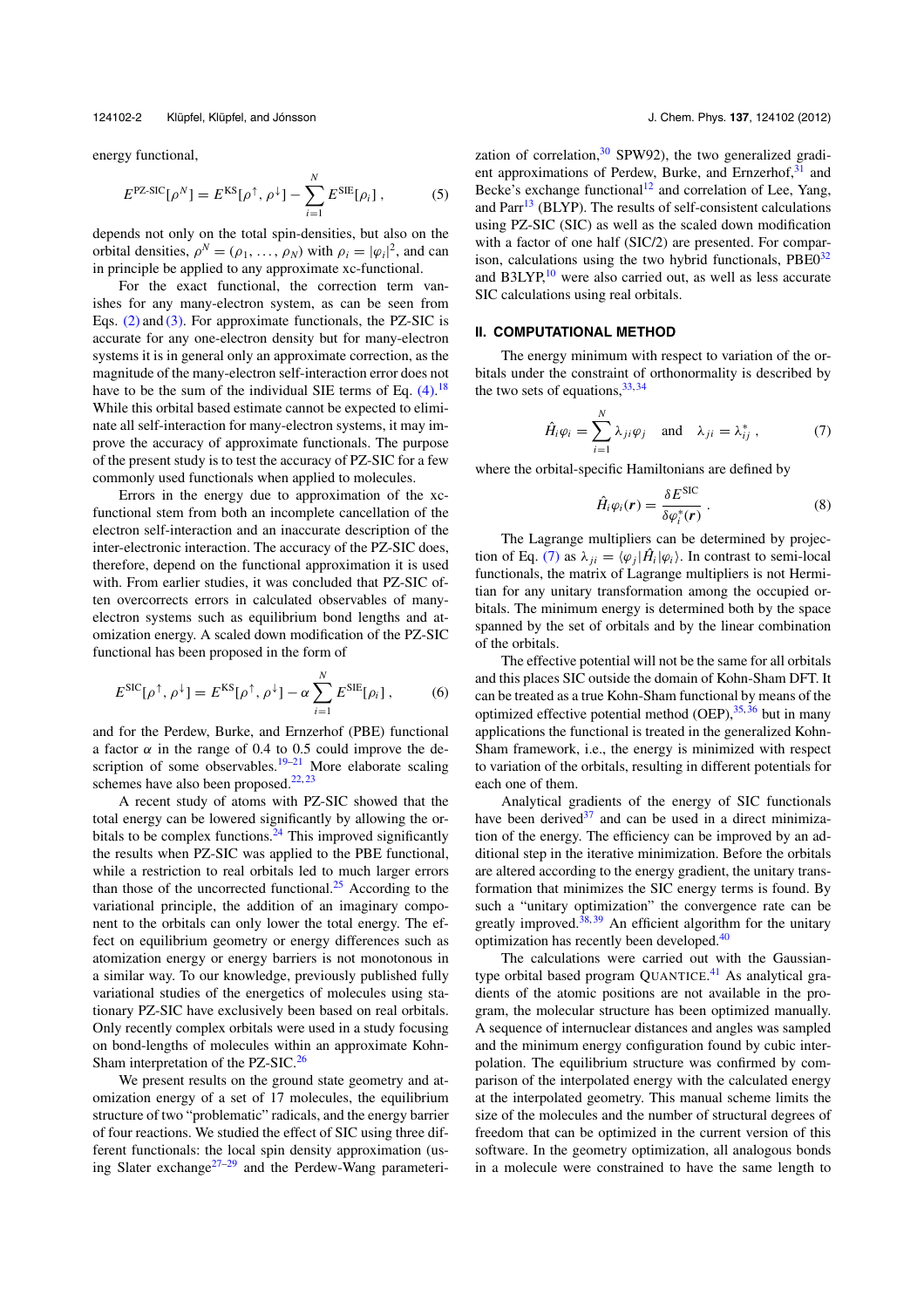energy functional,

$$E^{\text{PZ-SIC}}[\rho^N] = E^{\text{KS}}[\rho^\uparrow, \rho^\downarrow] - \sum_{i=1}^{N} E^{\text{SIE}}[\rho_i]\,, \tag{5}$$

depends not only on the total spin-densities, but also on the orbital densities, $\rho^N = (\rho_1, \ldots, \rho_N)$ with $\rho_i = |\varphi_i|^2$, and can in principle be applied to any approximate xc-functional.

For the exact functional, the correction term vanishes for any many-electron system, as can be seen from Eqs. (2) and (3). For approximate functionals, the PZ-SIC is accurate for any one-electron density but for many-electron systems it is in general only an approximate correction, as the magnitude of the many-electron self-interaction error does not have to be the sum of the individual SIE terms of Eq. (4).[18] While this orbital based estimate cannot be expected to eliminate all self-interaction for many-electron systems, it may improve the accuracy of approximate functionals. The purpose of the present study is to test the accuracy of PZ-SIC for a few commonly used functionals when applied to molecules.

Errors in the energy due to approximation of the xc-functional stem from both an incomplete cancellation of the electron self-interaction and an inaccurate description of the inter-electronic interaction. The accuracy of the PZ-SIC does, therefore, depend on the functional approximation it is used with. From earlier studies, it was concluded that PZ-SIC often overcorrects errors in calculated observables of many-electron systems such as equilibrium bond lengths and atomization energy. A scaled down modification of the PZ-SIC functional has been proposed in the form of

$$E^{\text{SIC}}[\rho^\uparrow, \rho^\downarrow] = E^{\text{KS}}[\rho^\uparrow, \rho^\downarrow] - \alpha \sum_{i=1}^{N} E^{\text{SIE}}[\rho_i]\,, \tag{6}$$

and for the Perdew, Burke, and Ernzerhof (PBE) functional a factor $\alpha$ in the range of 0.4 to 0.5 could improve the description of some observables.[19–21] More elaborate scaling schemes have also been proposed.[22,23]

A recent study of atoms with PZ-SIC showed that the total energy can be lowered significantly by allowing the orbitals to be complex functions.[24] This improved significantly the results when PZ-SIC was applied to the PBE functional, while a restriction to real orbitals led to much larger errors than those of the uncorrected functional.[25] According to the variational principle, the addition of an imaginary component to the orbitals can only lower the total energy. The effect on equilibrium geometry or energy differences such as atomization energy or energy barriers is not monotonous in a similar way. To our knowledge, previously published fully variational studies of the energetics of molecules using stationary PZ-SIC have exclusively been based on real orbitals. Only recently complex orbitals were used in a study focusing on bond-lengths of molecules within an approximate Kohn-Sham interpretation of the PZ-SIC.[26]

We present results on the ground state geometry and atomization energy of a set of 17 molecules, the equilibrium structure of two "problematic" radicals, and the energy barrier of four reactions. We studied the effect of SIC using three different functionals: the local spin density approximation (using Slater exchange[27–29] and the Perdew-Wang parameterization of correlation,[30] SPW92), the two generalized gradient approximations of Perdew, Burke, and Ernzerhof,[31] and Becke's exchange functional[12] and correlation of Lee, Yang, and Parr[13] (BLYP). The results of self-consistent calculations using PZ-SIC (SIC) as well as the scaled down modification with a factor of one half (SIC/2) are presented. For comparison, calculations using the two hybrid functionals, PBE0[32] and B3LYP,[10] were also carried out, as well as less accurate SIC calculations using real orbitals.

## II. COMPUTATIONAL METHOD

The energy minimum with respect to variation of the orbitals under the constraint of orthonormality is described by the two sets of equations,[33,34]

$$\hat{H}_i \varphi_i = \sum_{j=1}^{N} \lambda_{ji} \varphi_j \quad \text{and} \quad \lambda_{ji} = \lambda_{ij}^*\,, \tag{7}$$

where the orbital-specific Hamiltonians are defined by

$$\hat{H}_i \varphi_i(\boldsymbol{r}) = \frac{\delta E^{\text{SIC}}}{\delta \varphi_i^*(\boldsymbol{r})}\,. \tag{8}$$

The Lagrange multipliers can be determined by projection of Eq. (7) as $\lambda_{ji} = \langle \varphi_j | \hat{H}_i | \varphi_i \rangle$. In contrast to semi-local functionals, the matrix of Lagrange multipliers is not Hermitian for any unitary transformation among the occupied orbitals. The minimum energy is determined both by the space spanned by the set of orbitals and by the linear combination of the orbitals.

The effective potential will not be the same for all orbitals and this places SIC outside the domain of Kohn-Sham DFT. It can be treated as a true Kohn-Sham functional by means of the optimized effective potential method (OEP),[35,36] but in many applications the functional is treated in the generalized Kohn-Sham framework, i.e., the energy is minimized with respect to variation of the orbitals, resulting in different potentials for each one of them.

Analytical gradients of the energy of SIC functionals have been derived[37] and can be used in a direct minimization of the energy. The efficiency can be improved by an additional step in the iterative minimization. Before the orbitals are altered according to the energy gradient, the unitary transformation that minimizes the SIC energy terms is found. By such a "unitary optimization" the convergence rate can be greatly improved.[38,39] An efficient algorithm for the unitary optimization has recently been developed.[40]

The calculations were carried out with the Gaussian-type orbital based program QUANTICE.[41] As analytical gradients of the atomic positions are not available in the program, the molecular structure has been optimized manually. A sequence of internuclear distances and angles was sampled and the minimum energy configuration found by cubic interpolation. The equilibrium structure was confirmed by comparison of the interpolated energy with the calculated energy at the interpolated geometry. This manual scheme limits the size of the molecules and the number of structural degrees of freedom that can be optimized in the current version of this software. In the geometry optimization, all analogous bonds in a molecule were constrained to have the same length to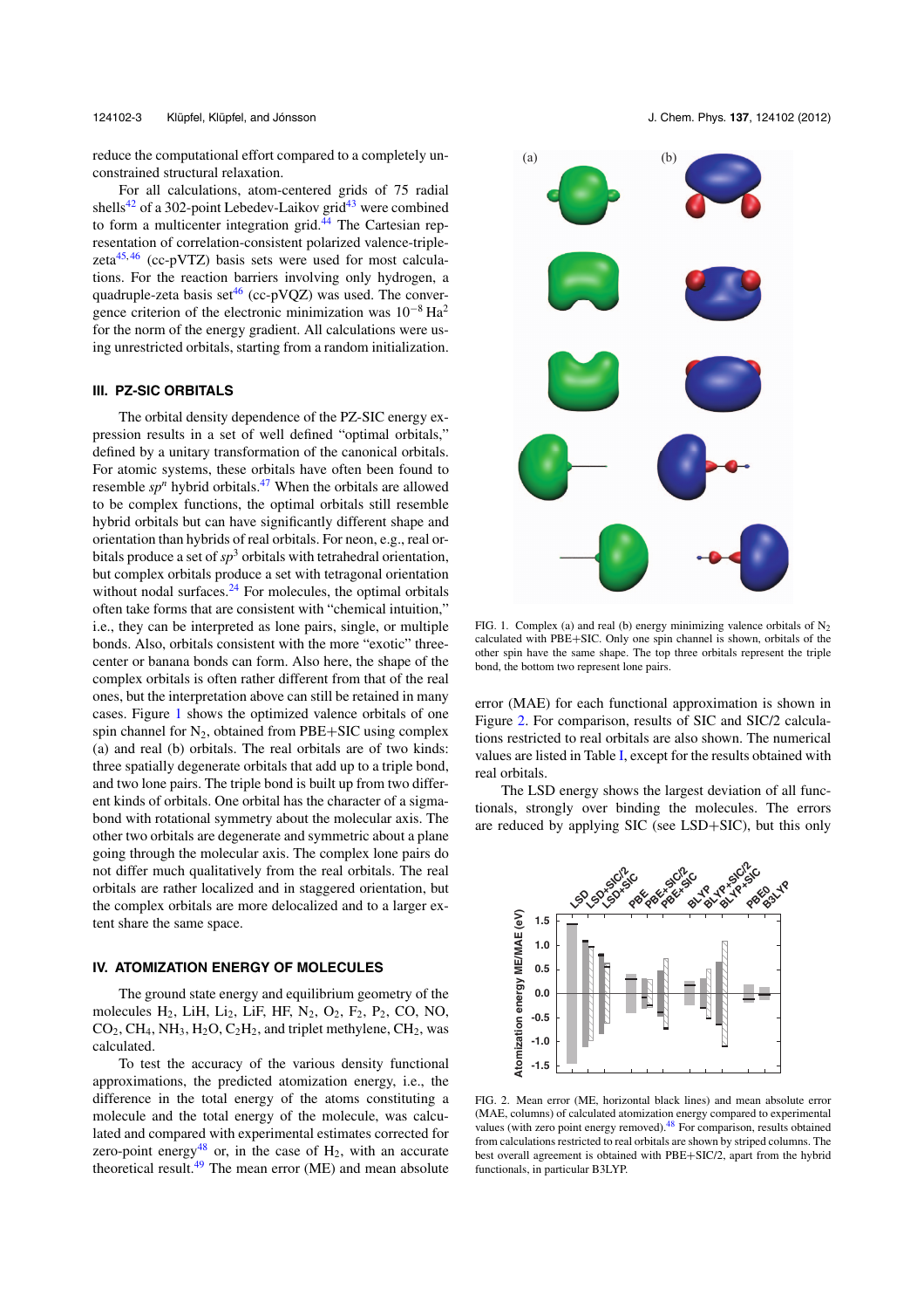reduce the computational effort compared to a completely unconstrained structural relaxation.

For all calculations, atom-centered grids of 75 radial shells[42] of a 302-point Lebedev-Laikov grid[43] were combined to form a multicenter integration grid.[44] The Cartesian representation of correlation-consistent polarized valence-triple-zeta[45,46] (cc-pVTZ) basis sets were used for most calculations. For the reaction barriers involving only hydrogen, a quadruple-zeta basis set[46] (cc-pVQZ) was used. The convergence criterion of the electronic minimization was $10^{-8}$ Ha$^2$ for the norm of the energy gradient. All calculations were using unrestricted orbitals, starting from a random initialization.

## III. PZ-SIC ORBITALS

The orbital density dependence of the PZ-SIC energy expression results in a set of well defined "optimal orbitals," defined by a unitary transformation of the canonical orbitals. For atomic systems, these orbitals have often been found to resemble $sp^n$ hybrid orbitals.[47] When the orbitals are allowed to be complex functions, the optimal orbitals still resemble hybrid orbitals but can have significantly different shape and orientation than hybrids of real orbitals. For neon, e.g., real orbitals produce a set of $sp^3$ orbitals with tetrahedral orientation, but complex orbitals produce a set with tetragonal orientation without nodal surfaces.[24] For molecules, the optimal orbitals often take forms that are consistent with "chemical intuition," i.e., they can be interpreted as lone pairs, single, or multiple bonds. Also, orbitals consistent with the more "exotic" three-center or banana bonds can form. Also here, the shape of the complex orbitals is often rather different from that of the real ones, but the interpretation above can still be retained in many cases. Figure 1 shows the optimized valence orbitals of one spin channel for $N_2$, obtained from PBE+SIC using complex (a) and real (b) orbitals. The real orbitals are of two kinds: three spatially degenerate orbitals that add up to a triple bond, and two lone pairs. The triple bond is built up from two different kinds of orbitals. One orbital has the character of a sigma-bond with rotational symmetry about the molecular axis. The other two orbitals are degenerate and symmetric about a plane going through the molecular axis. The complex lone pairs do not differ much qualitatively from the real orbitals. The real orbitals are rather localized and in staggered orientation, but the complex orbitals are more delocalized and to a larger extent share the same space.

FIG. 1. Complex (a) and real (b) energy minimizing valence orbitals of $N_2$ calculated with PBE+SIC. Only one spin channel is shown, orbitals of the other spin have the same shape. The top three orbitals represent the triple bond, the bottom two represent lone pairs.

## IV. ATOMIZATION ENERGY OF MOLECULES

The ground state energy and equilibrium geometry of the molecules $H_2$, LiH, $Li_2$, LiF, HF, $N_2$, $O_2$, $F_2$, $P_2$, CO, NO, $CO_2$, $CH_4$, $NH_3$, $H_2O$, $C_2H_2$, and triplet methylene, $CH_2$, was calculated.

To test the accuracy of the various density functional approximations, the predicted atomization energy, i.e., the difference in the total energy of the atoms constituting a molecule and the total energy of the molecule, was calculated and compared with experimental estimates corrected for zero-point energy[48] or, in the case of $H_2$, with an accurate theoretical result.[49] The mean error (ME) and mean absolute error (MAE) for each functional approximation is shown in Figure 2. For comparison, results of SIC and SIC/2 calculations restricted to real orbitals are also shown. The numerical values are listed in Table I, except for the results obtained with real orbitals.

The LSD energy shows the largest deviation of all functionals, strongly over binding the molecules. The errors are reduced by applying SIC (see LSD+SIC), but this only

FIG. 2. Mean error (ME, horizontal black lines) and mean absolute error (MAE, columns) of calculated atomization energy compared to experimental values (with zero point energy removed).[48] For comparison, results obtained from calculations restricted to real orbitals are shown by striped columns. The best overall agreement is obtained with PBE+SIC/2, apart from the hybrid functionals, in particular B3LYP.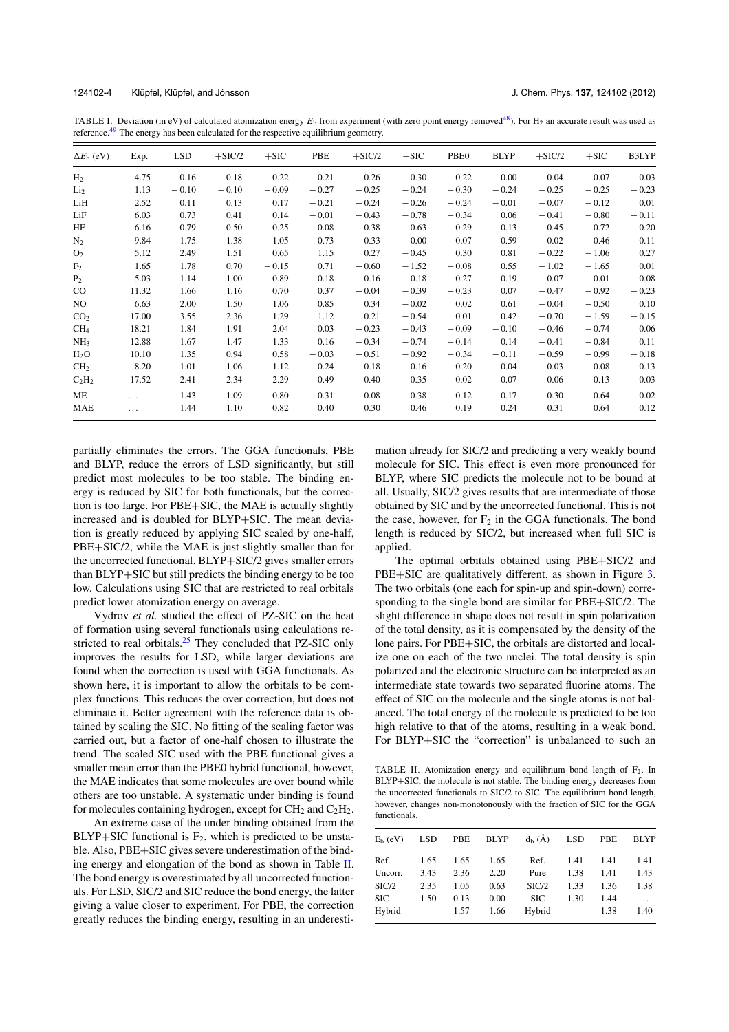TABLE I. Deviation (in eV) of calculated atomization energy $E_b$ from experiment (with zero point energy removed[48]). For $H_2$ an accurate result was used as reference.[49] The energy has been calculated for the respective equilibrium geometry.

| $\Delta E_b$ (eV) | Exp. | LSD | +SIC/2 | +SIC | PBE | +SIC/2 | +SIC | PBE0 | BLYP | +SIC/2 | +SIC | B3LYP |
|---|---|---|---|---|---|---|---|---|---|---|---|---|
| $H_2$ | 4.75 | 0.16 | 0.18 | 0.22 | −0.21 | −0.26 | −0.30 | −0.22 | 0.00 | −0.04 | −0.07 | 0.03 |
| $Li_2$ | 1.13 | −0.10 | −0.10 | −0.09 | −0.27 | −0.25 | −0.24 | −0.30 | −0.24 | −0.25 | −0.25 | −0.23 |
| LiH | 2.52 | 0.11 | 0.13 | 0.17 | −0.21 | −0.24 | −0.26 | −0.24 | −0.01 | −0.07 | −0.12 | 0.01 |
| LiF | 6.03 | 0.73 | 0.41 | 0.14 | −0.01 | −0.43 | −0.78 | −0.34 | 0.06 | −0.41 | −0.80 | −0.11 |
| HF | 6.16 | 0.79 | 0.50 | 0.25 | −0.08 | −0.38 | −0.63 | −0.29 | −0.13 | −0.45 | −0.72 | −0.20 |
| $N_2$ | 9.84 | 1.75 | 1.38 | 1.05 | 0.73 | 0.33 | 0.00 | −0.07 | 0.59 | 0.02 | −0.46 | 0.11 |
| $O_2$ | 5.12 | 2.49 | 1.51 | 0.65 | 1.15 | 0.27 | −0.45 | 0.30 | 0.81 | −0.22 | −1.06 | 0.27 |
| $F_2$ | 1.65 | 1.78 | 0.70 | −0.15 | 0.71 | −0.60 | −1.52 | −0.08 | 0.55 | −1.02 | −1.65 | 0.01 |
| $P_2$ | 5.03 | 1.14 | 1.00 | 0.89 | 0.18 | 0.16 | 0.18 | −0.27 | 0.19 | 0.07 | 0.01 | −0.08 |
| CO | 11.32 | 1.66 | 1.16 | 0.70 | 0.37 | −0.04 | −0.39 | −0.23 | 0.07 | −0.47 | −0.92 | −0.23 |
| NO | 6.63 | 2.00 | 1.50 | 1.06 | 0.85 | 0.34 | −0.02 | 0.02 | 0.61 | −0.04 | −0.50 | 0.10 |
| $CO_2$ | 17.00 | 3.55 | 2.36 | 1.29 | 1.12 | 0.21 | −0.54 | 0.01 | 0.42 | −0.70 | −1.59 | −0.15 |
| $CH_4$ | 18.21 | 1.84 | 1.91 | 2.04 | 0.03 | −0.23 | −0.43 | −0.09 | −0.10 | −0.46 | −0.74 | 0.06 |
| $NH_3$ | 12.88 | 1.67 | 1.47 | 1.33 | 0.16 | −0.34 | −0.74 | −0.14 | 0.14 | −0.41 | −0.84 | 0.11 |
| $H_2O$ | 10.10 | 1.35 | 0.94 | 0.58 | −0.03 | −0.51 | −0.92 | −0.34 | −0.11 | −0.59 | −0.99 | −0.18 |
| $CH_2$ | 8.20 | 1.01 | 1.06 | 1.12 | 0.24 | 0.18 | 0.16 | 0.20 | 0.04 | −0.03 | −0.08 | 0.13 |
| $C_2H_2$ | 17.52 | 2.41 | 2.34 | 2.29 | 0.49 | 0.40 | 0.35 | 0.02 | 0.07 | −0.06 | −0.13 | −0.03 |
| ME | ... | 1.43 | 1.09 | 0.80 | 0.31 | −0.08 | −0.38 | −0.12 | 0.17 | −0.30 | −0.64 | −0.02 |
| MAE | ... | 1.44 | 1.10 | 0.82 | 0.40 | 0.30 | 0.46 | 0.19 | 0.24 | 0.31 | 0.64 | 0.12 |

partially eliminates the errors. The GGA functionals, PBE and BLYP, reduce the errors of LSD significantly, but still predict most molecules to be too stable. The binding energy is reduced by SIC for both functionals, but the correction is too large. For PBE+SIC, the MAE is actually slightly increased and is doubled for BLYP+SIC. The mean deviation is greatly reduced by applying SIC scaled by one-half, PBE+SIC/2, while the MAE is just slightly smaller than for the uncorrected functional. BLYP+SIC/2 gives smaller errors than BLYP+SIC but still predicts the binding energy to be too low. Calculations using SIC that are restricted to real orbitals predict lower atomization energy on average.

Vydrov *et al.* studied the effect of PZ-SIC on the heat of formation using several functionals using calculations restricted to real orbitals.[25] They concluded that PZ-SIC only improves the results for LSD, while larger deviations are found when the correction is used with GGA functionals. As shown here, it is important to allow the orbitals to be complex functions. This reduces the over correction, but does not eliminate it. Better agreement with the reference data is obtained by scaling the SIC. No fitting of the scaling factor was carried out, but a factor of one-half chosen to illustrate the trend. The scaled SIC used with the PBE functional gives a smaller mean error than the PBE0 hybrid functional, however, the MAE indicates that some molecules are over bound while others are too unstable. A systematic under binding is found for molecules containing hydrogen, except for $CH_2$ and $C_2H_2$.

An extreme case of the under binding obtained from the BLYP+SIC functional is $F_2$, which is predicted to be unstable. Also, PBE+SIC gives severe underestimation of the binding energy and elongation of the bond as shown in Table II. The bond energy is overestimated by all uncorrected functionals. For LSD, SIC/2 and SIC reduce the bond energy, the latter giving a value closer to experiment. For PBE, the correction greatly reduces the binding energy, resulting in an underestimation already for SIC/2 and predicting a very weakly bound molecule for SIC. This effect is even more pronounced for BLYP, where SIC predicts the molecule not to be bound at all. Usually, SIC/2 gives results that are intermediate of those obtained by SIC and by the uncorrected functional. This is not the case, however, for $F_2$ in the GGA functionals. The bond length is reduced by SIC/2, but increased when full SIC is applied.

The optimal orbitals obtained using PBE+SIC/2 and PBE+SIC are qualitatively different, as shown in Figure 3. The two orbitals (one each for spin-up and spin-down) corresponding to the single bond are similar for PBE+SIC/2. The slight difference in shape does not result in spin polarization of the total density, as it is compensated by the density of the lone pairs. For PBE+SIC, the orbitals are distorted and localize one on each of the two nuclei. The total density is spin polarized and the electronic structure can be interpreted as an intermediate state towards two separated fluorine atoms. The effect of SIC on the molecule and the single atoms is not balanced. The total energy of the molecule is predicted to be too high relative to that of the atoms, resulting in a weak bond. For BLYP+SIC the "correction" is unbalanced to such an

TABLE II. Atomization energy and equilibrium bond length of $F_2$. In BLYP+SIC, the molecule is not stable. The binding energy decreases from the uncorrected functionals to SIC/2 to SIC. The equilibrium bond length, however, changes non-monotonously with the fraction of SIC for the GGA functionals.

| $E_b$ (eV) | LSD | PBE | BLYP | $d_b$ (Å) | LSD | PBE | BLYP |
|---|---|---|---|---|---|---|---|
| Ref. | 1.65 | 1.65 | 1.65 | Ref. | 1.41 | 1.41 | 1.41 |
| Uncorr. | 3.43 | 2.36 | 2.20 | Pure | 1.38 | 1.41 | 1.43 |
| SIC/2 | 2.35 | 1.05 | 0.63 | SIC/2 | 1.33 | 1.36 | 1.38 |
| SIC | 1.50 | 0.13 | 0.00 | SIC | 1.30 | 1.44 | ... |
| Hybrid | | 1.57 | 1.66 | Hybrid | | 1.38 | 1.40 |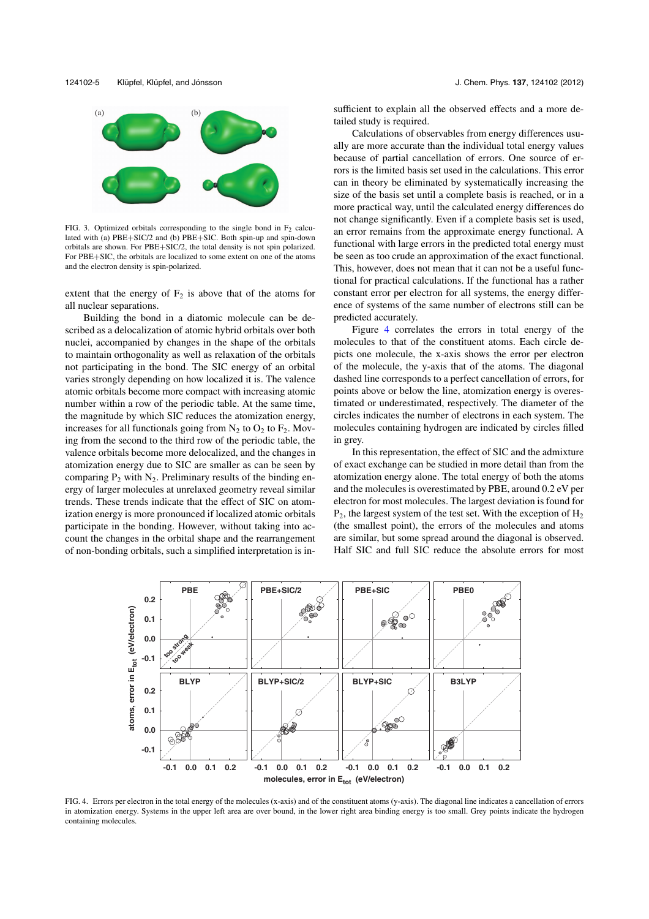(a)

(b)

FIG. 3. Optimized orbitals corresponding to the single bond in $F_2$ calculated with (a) PBE+SIC/2 and (b) PBE+SIC. Both spin-up and spin-down orbitals are shown. For PBE+SIC/2, the total density is not spin polarized. For PBE+SIC, the orbitals are localized to some extent on one of the atoms and the electron density is spin-polarized.

extent that the energy of $F_2$ is above that of the atoms for all nuclear separations.

Building the bond in a diatomic molecule can be described as a delocalization of atomic hybrid orbitals over both nuclei, accompanied by changes in the shape of the orbitals to maintain orthogonality as well as relaxation of the orbitals not participating in the bond. The SIC energy of an orbital varies strongly depending on how localized it is. The valence atomic orbitals become more compact with increasing atomic number within a row of the periodic table. At the same time, the magnitude by which SIC reduces the atomization energy, increases for all functionals going from $N_2$ to $O_2$ to $F_2$. Moving from the second to the third row of the periodic table, the valence orbitals become more delocalized, and the changes in atomization energy due to SIC are smaller as can be seen by comparing $P_2$ with $N_2$. Preliminary results of the binding energy of larger molecules at unrelaxed geometry reveal similar trends. These trends indicate that the effect of SIC on atomization energy is more pronounced if localized atomic orbitals participate in the bonding. However, without taking into account the changes in the orbital shape and the rearrangement of non-bonding orbitals, such a simplified interpretation is insufficient to explain all the observed effects and a more detailed study is required.

Calculations of observables from energy differences usually are more accurate than the individual total energy values because of partial cancellation of errors. One source of errors is the limited basis set used in the calculations. This error can in theory be eliminated by systematically increasing the size of the basis set until a complete basis is reached, or in a more practical way, until the calculated energy differences do not change significantly. Even if a complete basis set is used, an error remains from the approximate energy functional. A functional with large errors in the predicted total energy must be seen as too crude an approximation of the exact functional. This, however, does not mean that it can not be a useful functional for practical calculations. If the functional has a rather constant error per electron for all systems, the energy difference of systems of the same number of electrons still can be predicted accurately.

Figure 4 correlates the errors in total energy of the molecules to that of the constituent atoms. Each circle depicts one molecule, the x-axis shows the error per electron of the molecule, the y-axis that of the atoms. The diagonal dashed line corresponds to a perfect cancellation of errors, for points above or below the line, atomization energy is overestimated or underestimated, respectively. The diameter of the circles indicates the number of electrons in each system. The molecules containing hydrogen are indicated by circles filled in grey.

In this representation, the effect of SIC and the admixture of exact exchange can be studied in more detail than from the atomization energy alone. The total energy of both the atoms and the molecules is overestimated by PBE, around 0.2 eV per electron for most molecules. The largest deviation is found for $P_2$, the largest system of the test set. With the exception of $H_2$ (the smallest point), the errors of the molecules and atoms are similar, but some spread around the diagonal is observed. Half SIC and full SIC reduce the absolute errors for most

PBE
PBE+SIC/2
PBE+SIC
PBE0
BLYP
BLYP+SIC/2
BLYP+SIC
B3LYP
too strong
too weak
atoms, error in $E_{tot}$ (eV/electron)
molecules, error in $E_{tot}$ (eV/electron)
0.2
0.1
0.0
-0.1
-0.1 0.0 0.1 0.2

FIG. 4. Errors per electron in the total energy of the molecules (x-axis) and of the constituent atoms (y-axis). The diagonal line indicates a cancellation of errors in atomization energy. Systems in the upper left area are over bound, in the lower right area binding energy is too small. Grey points indicate the hydrogen containing molecules.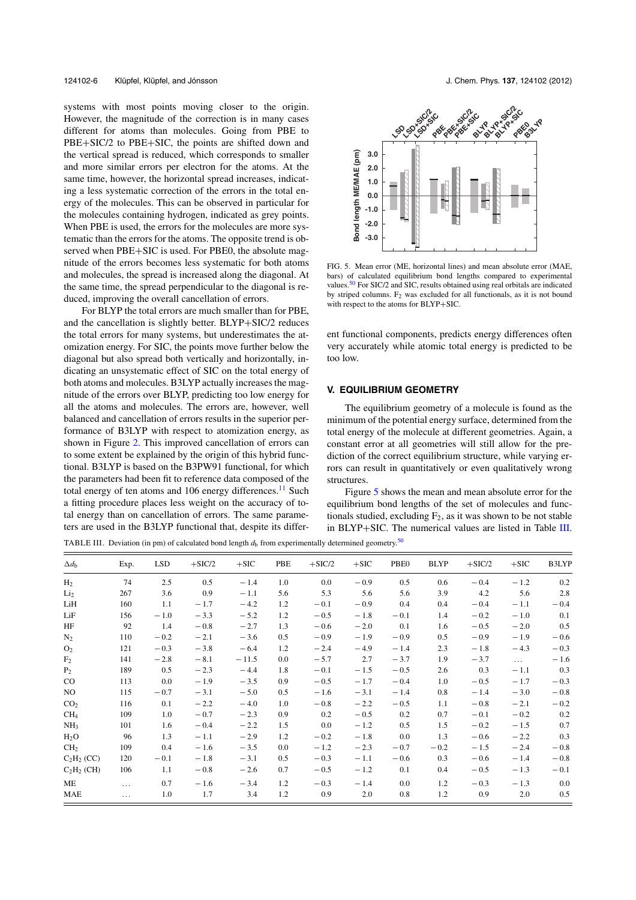systems with most points moving closer to the origin. However, the magnitude of the correction is in many cases different for atoms than molecules. Going from PBE to PBE+SIC/2 to PBE+SIC, the points are shifted down and the vertical spread is reduced, which corresponds to smaller and more similar errors per electron for the atoms. At the same time, however, the horizontal spread increases, indicating a less systematic correction of the errors in the total energy of the molecules. This can be observed in particular for the molecules containing hydrogen, indicated as grey points. When PBE is used, the errors for the molecules are more systematic than the errors for the atoms. The opposite trend is observed when PBE+SIC is used. For PBE0, the absolute magnitude of the errors becomes less systematic for both atoms and molecules, the spread is increased along the diagonal. At the same time, the spread perpendicular to the diagonal is reduced, improving the overall cancellation of errors.

For BLYP the total errors are much smaller than for PBE, and the cancellation is slightly better. BLYP+SIC/2 reduces the total errors for many systems, but underestimates the atomization energy. For SIC, the points move further below the diagonal but also spread both vertically and horizontally, indicating an unsystematic effect of SIC on the total energy of both atoms and molecules. B3LYP actually increases the magnitude of the errors over BLYP, predicting too low energy for all the atoms and molecules. The errors are, however, well balanced and cancellation of errors results in the superior performance of B3LYP with respect to atomization energy, as shown in Figure 2. This improved cancellation of errors can to some extent be explained by the origin of this hybrid functional. B3LYP is based on the B3PW91 functional, for which the parameters had been fit to reference data composed of the total energy of ten atoms and 106 energy differences.[11] Such a fitting procedure places less weight on the accuracy of total energy than on cancellation of errors. The same parameters are used in the B3LYP functional that, despite its different functional components, predicts energy differences often very accurately while atomic total energy is predicted to be too low.

FIG. 5. Mean error (ME, horizontal lines) and mean absolute error (MAE, bars) of calculated equilibrium bond lengths compared to experimental values.[50] For SIC/2 and SIC, results obtained using real orbitals are indicated by striped columns. $F_2$ was excluded for all functionals, as it is not bound with respect to the atoms for BLYP+SIC.

## V. EQUILIBRIUM GEOMETRY

The equilibrium geometry of a molecule is found as the minimum of the potential energy surface, determined from the total energy of the molecule at different geometries. Again, a constant error at all geometries will still allow for the prediction of the correct equilibrium structure, while varying errors can result in quantitatively or even qualitatively wrong structures.

Figure 5 shows the mean and mean absolute error for the equilibrium bond lengths of the set of molecules and functionals studied, excluding $F_2$, as it was shown to be not stable in BLYP+SIC. The numerical values are listed in Table III.

TABLE III. Deviation (in pm) of calculated bond length $d_b$ from experimentally determined geometry.[50]

| $\Delta d_b$ | Exp. | LSD | +SIC/2 | +SIC | PBE | +SIC/2 | +SIC | PBE0 | BLYP | +SIC/2 | +SIC | B3LYP |
|---|---|---|---|---|---|---|---|---|---|---|---|---|
| $H_2$ | 74 | 2.5 | 0.5 | −1.4 | 1.0 | 0.0 | −0.9 | 0.5 | 0.6 | −0.4 | −1.2 | 0.2 |
| $Li_2$ | 267 | 3.6 | 0.9 | −1.1 | 5.6 | 5.3 | 5.6 | 5.6 | 3.9 | 4.2 | 5.6 | 2.8 |
| LiH | 160 | 1.1 | −1.7 | −4.2 | 1.2 | −0.1 | −0.9 | 0.4 | 0.4 | −0.4 | −1.1 | −0.4 |
| LiF | 156 | −1.0 | −3.3 | −5.2 | 1.2 | −0.5 | −1.8 | −0.1 | 1.4 | −0.2 | −1.0 | 0.1 |
| HF | 92 | 1.4 | −0.8 | −2.7 | 1.3 | −0.6 | −2.0 | 0.1 | 1.6 | −0.5 | −2.0 | 0.5 |
| $N_2$ | 110 | −0.2 | −2.1 | −3.6 | 0.5 | −0.9 | −1.9 | −0.9 | 0.5 | −0.9 | −1.9 | −0.6 |
| $O_2$ | 121 | −0.3 | −3.8 | −6.4 | 1.2 | −2.4 | −4.9 | −1.4 | 2.3 | −1.8 | −4.3 | −0.3 |
| $F_2$ | 141 | −2.8 | −8.1 | −11.5 | 0.0 | −5.7 | 2.7 | −3.7 | 1.9 | −3.7 | … | −1.6 |
| $P_2$ | 189 | 0.5 | −2.3 | −4.4 | 1.8 | −0.1 | −1.5 | −0.5 | 2.6 | 0.3 | −1.1 | 0.3 |
| CO | 113 | 0.0 | −1.9 | −3.5 | 0.9 | −0.5 | −1.7 | −0.4 | 1.0 | −0.5 | −1.7 | −0.3 |
| NO | 115 | −0.7 | −3.1 | −5.0 | 0.5 | −1.6 | −3.1 | −1.4 | 0.8 | −1.4 | −3.0 | −0.8 |
| $CO_2$ | 116 | 0.1 | −2.2 | −4.0 | 1.0 | −0.8 | −2.2 | −0.5 | 1.1 | −0.8 | −2.1 | −0.2 |
| $CH_4$ | 109 | 1.0 | −0.7 | −2.3 | 0.9 | 0.2 | −0.5 | 0.2 | 0.7 | −0.1 | −0.2 | 0.2 |
| $NH_3$ | 101 | 1.6 | −0.4 | −2.2 | 1.5 | 0.0 | −1.2 | 0.5 | 1.5 | −0.2 | −1.5 | 0.7 |
| $H_2O$ | 96 | 1.3 | −1.1 | −2.9 | 1.2 | −0.2 | −1.8 | 0.0 | 1.3 | −0.6 | −2.2 | 0.3 |
| $CH_2$ | 109 | 0.4 | −1.6 | −3.5 | 0.0 | −1.2 | −2.3 | −0.7 | −0.2 | −1.5 | −2.4 | −0.8 |
| $C_2H_2$ (CC) | 120 | −0.1 | −1.8 | −3.1 | 0.5 | −0.3 | −1.1 | −0.6 | 0.3 | −0.6 | −1.4 | −0.8 |
| $C_2H_2$ (CH) | 106 | 1.1 | −0.8 | −2.6 | 0.7 | −0.5 | −1.2 | 0.1 | 0.4 | −0.5 | −1.3 | −0.1 |
| ME | … | 0.7 | −1.6 | −3.4 | 1.2 | −0.3 | −1.4 | 0.0 | 1.2 | −0.3 | −1.3 | 0.0 |
| MAE | … | 1.0 | 1.7 | 3.4 | 1.2 | 0.9 | 2.0 | 0.8 | 1.2 | 0.9 | 2.0 | 0.5 |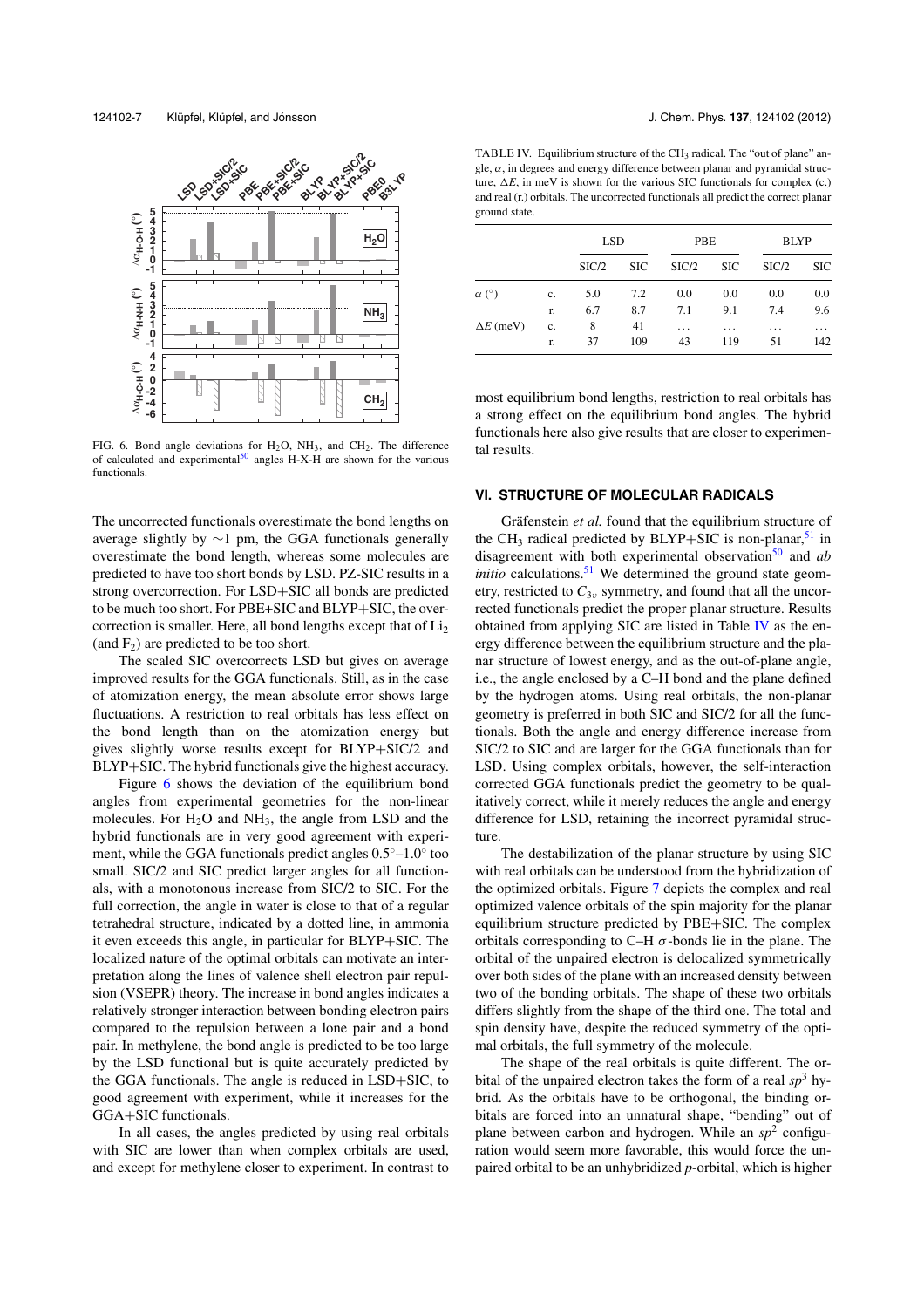FIG. 6. Bond angle deviations for $H_2O$, $NH_3$, and $CH_2$. The difference of calculated and experimental[50] angles H-X-H are shown for the various functionals.

The uncorrected functionals overestimate the bond lengths on average slightly by ∼1 pm, the GGA functionals generally overestimate the bond length, whereas some molecules are predicted to have too short bonds by LSD. PZ-SIC results in a strong overcorrection. For LSD+SIC all bonds are predicted to be much too short. For PBE+SIC and BLYP+SIC, the overcorrection is smaller. Here, all bond lengths except that of $Li_2$ (and $F_2$) are predicted to be too short.

The scaled SIC overcorrects LSD but gives on average improved results for the GGA functionals. Still, as in the case of atomization energy, the mean absolute error shows large fluctuations. A restriction to real orbitals has less effect on the bond length than on the atomization energy but gives slightly worse results except for BLYP+SIC/2 and BLYP+SIC. The hybrid functionals give the highest accuracy.

Figure 6 shows the deviation of the equilibrium bond angles from experimental geometries for the non-linear molecules. For $H_2O$ and $NH_3$, the angle from LSD and the hybrid functionals are in very good agreement with experiment, while the GGA functionals predict angles $0.5^\circ$–$1.0^\circ$ too small. SIC/2 and SIC predict larger angles for all functionals, with a monotonous increase from SIC/2 to SIC. For the full correction, the angle in water is close to that of a regular tetrahedral structure, indicated by a dotted line, in ammonia it even exceeds this angle, in particular for BLYP+SIC. The localized nature of the optimal orbitals can motivate an interpretation along the lines of valence shell electron pair repulsion (VSEPR) theory. The increase in bond angles indicates a relatively stronger interaction between bonding electron pairs compared to the repulsion between a lone pair and a bond pair. In methylene, the bond angle is predicted to be too large by the LSD functional but is quite accurately predicted by the GGA functionals. The angle is reduced in LSD+SIC, to good agreement with experiment, while it increases for the GGA+SIC functionals.

In all cases, the angles predicted by using real orbitals with SIC are lower than when complex orbitals are used, and except for methylene closer to experiment. In contrast to most equilibrium bond lengths, restriction to real orbitals has a strong effect on the equilibrium bond angles. The hybrid functionals here also give results that are closer to experimental results.

TABLE IV. Equilibrium structure of the $CH_3$ radical. The "out of plane" angle, $\alpha$, in degrees and energy difference between planar and pyramidal structure, $\Delta E$, in meV is shown for the various SIC functionals for complex (c.) and real (r.) orbitals. The uncorrected functionals all predict the correct planar ground state.

| | | LSD | | PBE | | BLYP | |
|---|---|---|---|---|---|---|---|
| | | SIC/2 | SIC | SIC/2 | SIC | SIC/2 | SIC |
| $\alpha$ (°) | c. | 5.0 | 7.2 | 0.0 | 0.0 | 0.0 | 0.0 |
| | r. | 6.7 | 8.7 | 7.1 | 9.1 | 7.4 | 9.6 |
| $\Delta E$ (meV) | c. | 8 | 41 | ... | ... | ... | ... |
| | r. | 37 | 109 | 43 | 119 | 51 | 142 |

## VI. STRUCTURE OF MOLECULAR RADICALS

Gräfenstein *et al.* found that the equilibrium structure of the $CH_3$ radical predicted by BLYP+SIC is non-planar,[51] in disagreement with both experimental observation[50] and *ab initio* calculations.[51] We determined the ground state geometry, restricted to $C_{3v}$ symmetry, and found that all the uncorrected functionals predict the proper planar structure. Results obtained from applying SIC are listed in Table IV as the energy difference between the equilibrium structure and the planar structure of lowest energy, and as the out-of-plane angle, i.e., the angle enclosed by a C–H bond and the plane defined by the hydrogen atoms. Using real orbitals, the non-planar geometry is preferred in both SIC and SIC/2 for all the functionals. Both the angle and energy difference increase from SIC/2 to SIC and are larger for the GGA functionals than for LSD. Using complex orbitals, however, the self-interaction corrected GGA functionals predict the geometry to be qualitatively correct, while it merely reduces the angle and energy difference for LSD, retaining the incorrect pyramidal structure.

The destabilization of the planar structure by using SIC with real orbitals can be understood from the hybridization of the optimized orbitals. Figure 7 depicts the complex and real optimized valence orbitals of the spin majority for the planar equilibrium structure predicted by PBE+SIC. The complex orbitals corresponding to C–H $\sigma$-bonds lie in the plane. The orbital of the unpaired electron is delocalized symmetrically over both sides of the plane with an increased density between two of the bonding orbitals. The shape of these two orbitals differs slightly from the shape of the third one. The total and spin density have, despite the reduced symmetry of the optimal orbitals, the full symmetry of the molecule.

The shape of the real orbitals is quite different. The orbital of the unpaired electron takes the form of a real $sp^3$ hybrid. As the orbitals have to be orthogonal, the binding orbitals are forced into an unnatural shape, "bending" out of plane between carbon and hydrogen. While an $sp^2$ configuration would seem more favorable, this would force the unpaired orbital to be an unhybridized *p*-orbital, which is higher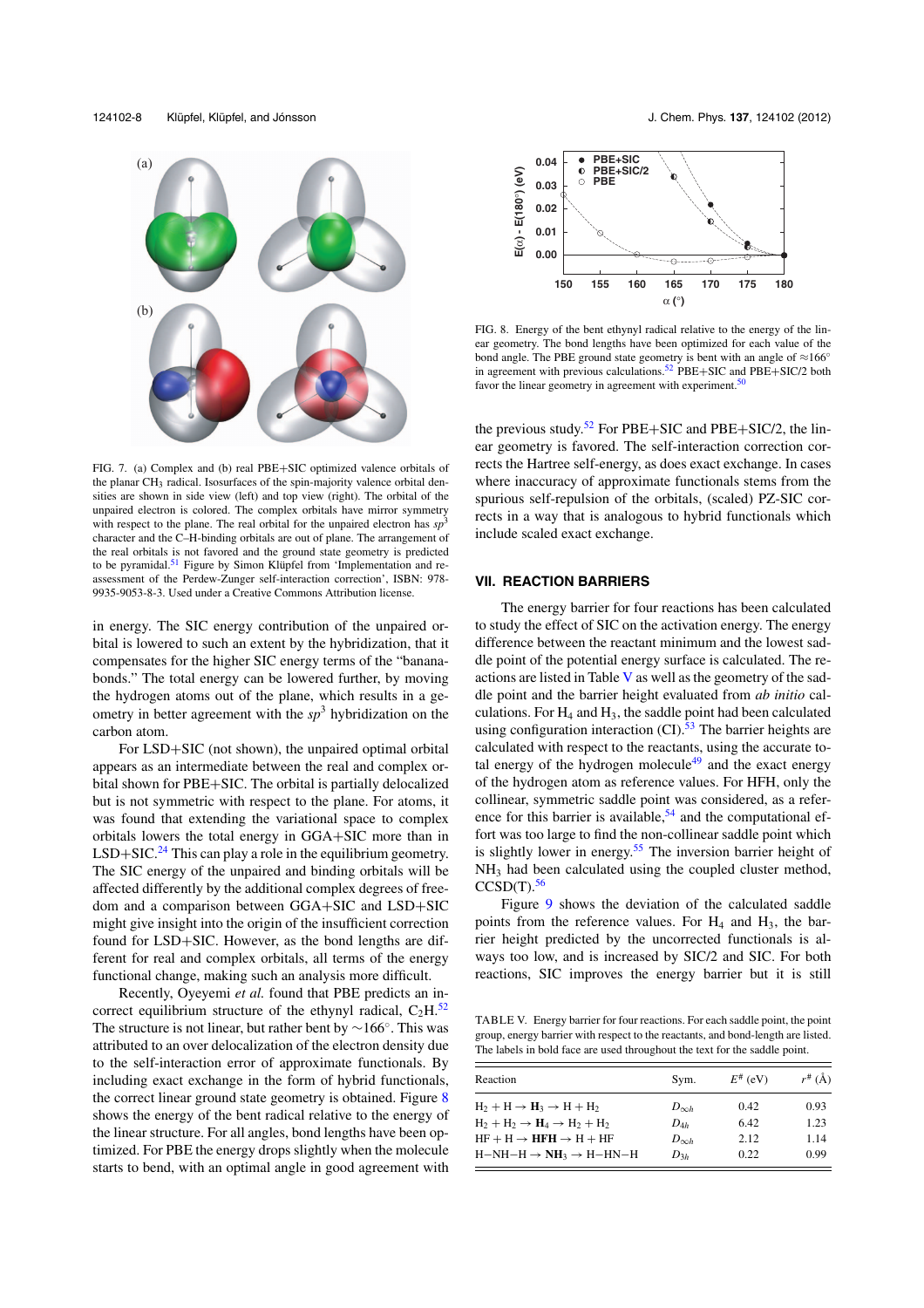FIG. 7. (a) Complex and (b) real PBE+SIC optimized valence orbitals of the planar $CH_3$ radical. Isosurfaces of the spin-majority valence orbital densities are shown in side view (left) and top view (right). The orbital of the unpaired electron is colored. The complex orbitals have mirror symmetry with respect to the plane. The real orbital for the unpaired electron has $sp^3$ character and the C–H-binding orbitals are out of plane. The arrangement of the real orbitals is not favored and the ground state geometry is predicted to be pyramidal.[51] Figure by Simon Klüpfel from 'Implementation and reassessment of the Perdew-Zunger self-interaction correction', ISBN: 978-9935-9053-8-3. Used under a Creative Commons Attribution license.

in energy. The SIC energy contribution of the unpaired orbital is lowered to such an extent by the hybridization, that it compensates for the higher SIC energy terms of the "banana-bonds." The total energy can be lowered further, by moving the hydrogen atoms out of the plane, which results in a geometry in better agreement with the $sp^3$ hybridization on the carbon atom.

For LSD+SIC (not shown), the unpaired optimal orbital appears as an intermediate between the real and complex orbital shown for PBE+SIC. The orbital is partially delocalized but is not symmetric with respect to the plane. For atoms, it was found that extending the variational space to complex orbitals lowers the total energy in GGA+SIC more than in LSD+SIC.[24] This can play a role in the equilibrium geometry. The SIC energy of the unpaired and binding orbitals will be affected differently by the additional complex degrees of freedom and a comparison between GGA+SIC and LSD+SIC might give insight into the origin of the insufficient correction found for LSD+SIC. However, as the bond lengths are different for real and complex orbitals, all terms of the energy functional change, making such an analysis more difficult.

Recently, Oyeyemi *et al.* found that PBE predicts an incorrect equilibrium structure of the ethynyl radical, $C_2H$.[52] The structure is not linear, but rather bent by $\sim 166^\circ$. This was attributed to an over delocalization of the electron density due to the self-interaction error of approximate functionals. By including exact exchange in the form of hybrid functionals, the correct linear ground state geometry is obtained. Figure 8 shows the energy of the bent radical relative to the energy of the linear structure. For all angles, bond lengths have been optimized. For PBE the energy drops slightly when the molecule starts to bend, with an optimal angle in good agreement with the previous study.[52] For PBE+SIC/2, the linear geometry is favored. The self-interaction correction corrects the Hartree self-energy, as does exact exchange. In cases where inaccuracy of approximate functionals stems from the spurious self-repulsion of the orbitals, (scaled) PZ-SIC corrects in a way that is analogous to hybrid functionals which include scaled exact exchange.

FIG. 8. Energy of the bent ethynyl radical relative to the energy of the linear geometry. The bond lengths have been optimized for each value of the bond angle. The PBE ground state geometry is bent with an angle of $\approx 166^\circ$ in agreement with previous calculations.[52] PBE+SIC and PBE+SIC/2 both favor the linear geometry in agreement with experiment.[50]

## VII. REACTION BARRIERS

The energy barrier for four reactions has been calculated to study the effect of SIC on the activation energy. The energy difference between the reactant minimum and the lowest saddle point of the potential energy surface is calculated. The reactions are listed in Table V as well as the geometry of the saddle point and the barrier height evaluated from *ab initio* calculations. For $H_4$ and $H_3$, the saddle point had been calculated using configuration interaction (CI).[53] The barrier heights are calculated with respect to the reactants, using the accurate total energy of the hydrogen molecule[49] and the exact energy of the hydrogen atom as reference values. For HFH, only the collinear, symmetric saddle point was considered, as a reference for this barrier is available,[54] and the computational effort was too large to find the non-collinear saddle point which is slightly lower in energy.[55] The inversion barrier height of $NH_3$ had been calculated using the coupled cluster method, CCSD(T).[56]

Figure 9 shows the deviation of the calculated saddle points from the reference values. For $H_4$ and $H_3$, the barrier height predicted by the uncorrected functionals is always too low, and is increased by SIC/2 and SIC. For both reactions, SIC improves the energy barrier but it is still

TABLE V. Energy barrier for four reactions. For each saddle point, the point group, energy barrier with respect to the reactants, and bond-length are listed. The labels in bold face are used throughout the text for the saddle point.

| Reaction | Sym. | $E^{\#}$ (eV) | $r^{\#}$ (Å) |
|---|---|---|---|
| $H_2 + H \rightarrow$ **$H_3$** $\rightarrow H + H_2$ | $D_{\infty h}$ | 0.42 | 0.93 |
| $H_2 + H_2 \rightarrow$ **$H_4$** $\rightarrow H_2 + H_2$ | $D_{4h}$ | 6.42 | 1.23 |
| HF + H $\rightarrow$ **HFH** $\rightarrow$ H + HF | $D_{\infty h}$ | 2.12 | 1.14 |
| H−NH−H $\rightarrow$ **$NH_3$** $\rightarrow$ H−HN−H | $D_{3h}$ | 0.22 | 0.99 |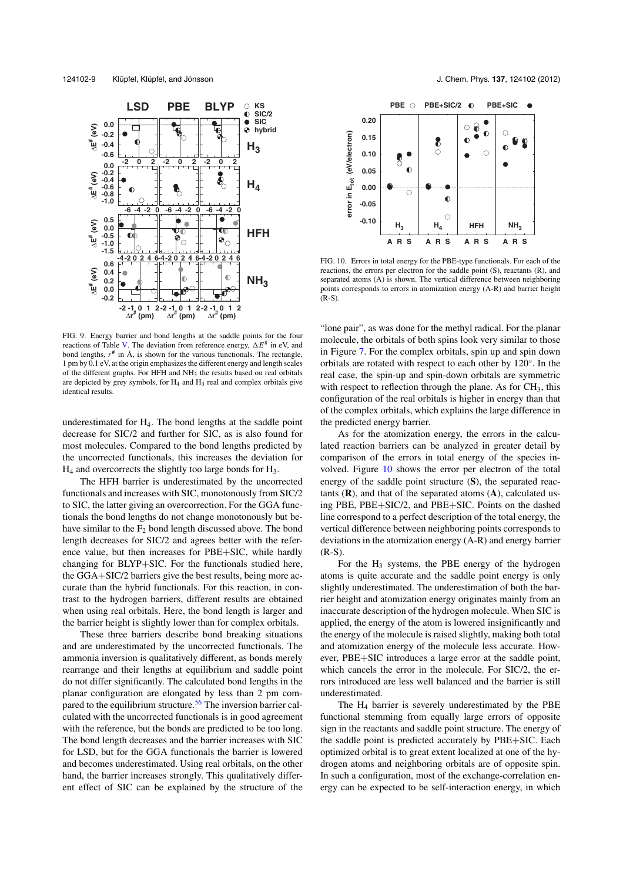FIG. 9. Energy barrier and bond lengths at the saddle points for the four reactions of Table V. The deviation from reference energy, $\Delta E^{\#}$ in eV, and bond lengths, $r^{\#}$ in Å, is shown for the various functionals. The rectangle, 1 pm by 0.1 eV, at the origin emphasizes the different energy and length scales of the different graphs. For HFH and $NH_3$ the results based on real orbitals are depicted by grey symbols, for $H_4$ and $H_3$ real and complex orbitals give identical results.

underestimated for $H_4$. The bond lengths at the saddle point decrease for SIC/2 and further for SIC, as is also found for most molecules. Compared to the bond lengths predicted by the uncorrected functionals, this increases the deviation for $H_4$ and overcorrects the slightly too large bonds for $H_3$.

The HFH barrier is underestimated by the uncorrected functionals and increases with SIC, monotonously from SIC/2 to SIC, the latter giving an overcorrection. For the GGA functionals the bond lengths do not change monotonously but behave similar to the $F_2$ bond length discussed above. The bond length decreases for SIC/2 and agrees better with the reference value, but then increases for PBE+SIC, while hardly changing for BLYP+SIC. For the functionals studied here, the GGA+SIC/2 barriers give the best results, being more accurate than the hybrid functionals. For this reaction, in contrast to the hydrogen barriers, different results are obtained when using real orbitals. Here, the bond length is larger and the barrier height is slightly lower than for complex orbitals.

These three barriers describe bond breaking situations and are underestimated by the uncorrected functionals. The ammonia inversion is qualitatively different, as bonds merely rearrange and their lengths at equilibrium and saddle point do not differ significantly. The calculated bond lengths in the planar configuration are elongated by less than 2 pm compared to the equilibrium structure.[56] The inversion barrier calculated with the uncorrected functionals is in good agreement with the reference, but the bonds are predicted to be too long. The bond length decreases and the barrier increases with SIC for LSD, but for the GGA functionals the barrier is lowered and becomes underestimated. Using real orbitals, on the other hand, the barrier increases strongly. This qualitatively different effect of SIC can be explained by the structure of the "lone pair", as was done for the methyl radical. For the planar molecule, the orbitals of both spins look very similar to those in Figure 7. For the complex orbitals, spin up and spin down orbitals are rotated with respect to each other by 120°. In the real case, the spin-up and spin-down orbitals are symmetric with respect to reflection through the plane. As for $CH_3$, this configuration of the real orbitals is higher in energy than that of the complex orbitals, which explains the large difference in the predicted energy barrier.

FIG. 10. Errors in total energy for the PBE-type functionals. For each of the reactions, the errors per electron for the saddle point (S), reactants (R), and separated atoms (A) is shown. The vertical difference between neighboring points corresponds to errors in atomization energy (A-R) and barrier height (R-S).

As for the atomization energy, the errors in the calculated reaction barriers can be analyzed in greater detail by comparison of the errors in total energy of the species involved. Figure 10 shows the error per electron of the total energy of the saddle point structure (**S**), the separated reactants (**R**), and that of the separated atoms (**A**), calculated using PBE, PBE+SIC/2, and PBE+SIC. Points on the dashed line correspond to a perfect description of the total energy, the vertical difference between neighboring points corresponds to deviations in the atomization energy (A-R) and energy barrier (R-S).

For the $H_3$ systems, the PBE energy of the hydrogen atoms is quite accurate and the saddle point energy is only slightly underestimated. The underestimation of both the barrier height and atomization energy originates mainly from an inaccurate description of the hydrogen molecule. When SIC is applied, the energy of the atom is lowered insignificantly and the energy of the molecule is raised slightly, making both total and atomization energy of the molecule less accurate. However, PBE+SIC introduces a large error at the saddle point, which cancels the error in the molecule. For SIC/2, the errors introduced are less well balanced and the barrier is still underestimated.

The $H_4$ barrier is severely underestimated by the PBE functional stemming from equally large errors of opposite sign in the reactants and saddle point structure. The energy of the saddle point is predicted accurately by PBE+SIC. Each optimized orbital is to great extent localized at one of the hydrogen atoms and neighboring orbitals are of opposite spin. In such a configuration, most of the exchange-correlation energy can be expected to be self-interaction energy, in which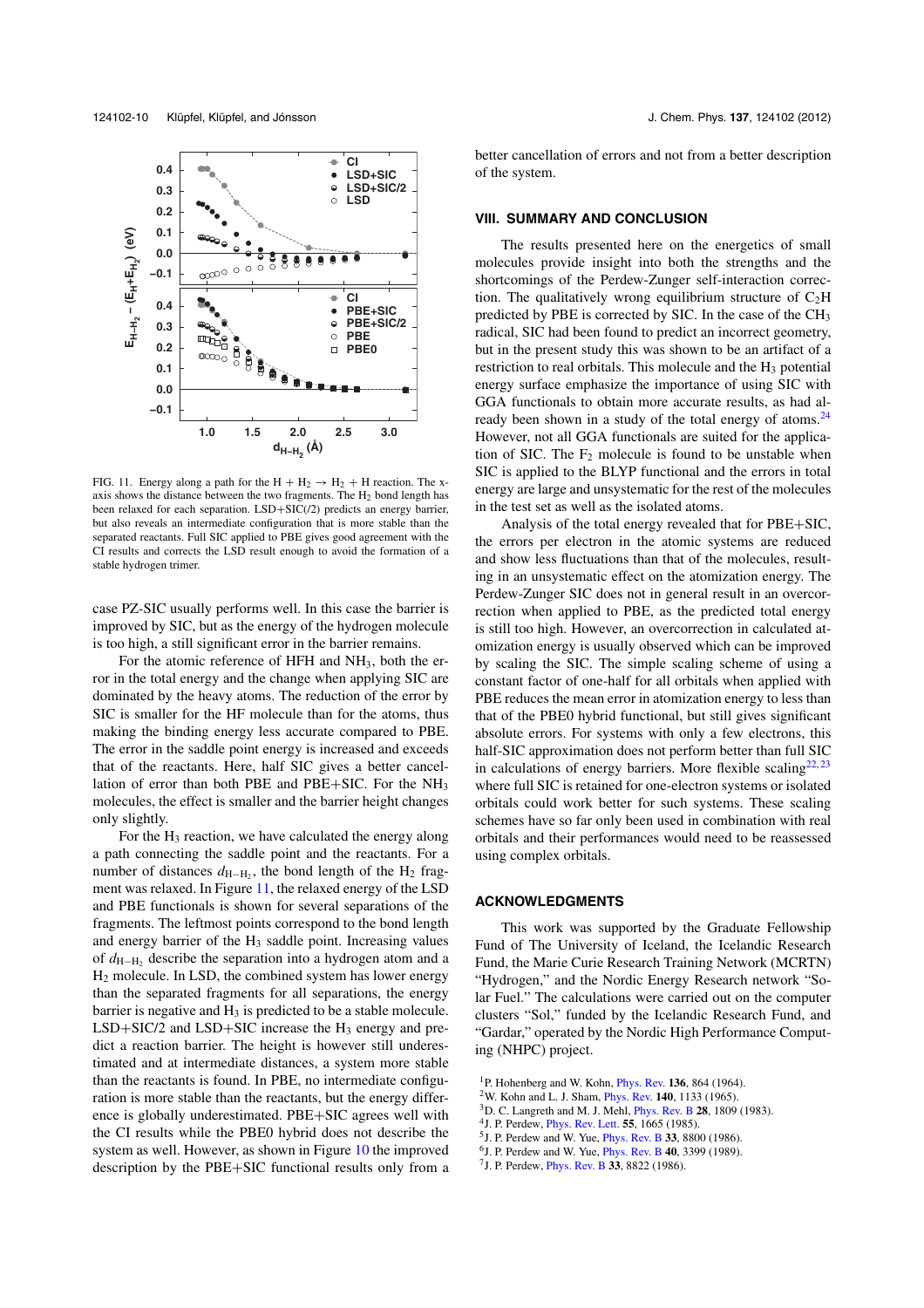0.4
0.3
0.2
0.1
0.0
−0.1
CI
LSD+SIC
LSD+SIC/2
LSD

0.4
0.3
0.2
0.1
0.0
−0.1
CI
PBE+SIC
PBE+SIC/2
PBE
PBE0

$E_{H-H_2} - (E_H+E_{H_2})$ (eV)

1.0 1.5 2.0 2.5 3.0
$d_{H-H_2}$ (Å)

FIG. 11. Energy along a path for the H + $H_2$ → $H_2$ + H reaction. The x-axis shows the distance between the two fragments. The $H_2$ bond length has been relaxed for each separation. LSD+SIC(/2) predicts an energy barrier, but also reveals an intermediate configuration that is more stable than the separated reactants. Full SIC applied to PBE gives good agreement with the CI results and corrects the LSD result enough to avoid the formation of a stable hydrogen trimer.

case PZ-SIC usually performs well. In this case the barrier is improved by SIC, but as the energy of the hydrogen molecule is too high, a still significant error in the barrier remains.

For the atomic reference of HFH and $NH_3$, both the error in the total energy and the change when applying SIC are dominated by the heavy atoms. The reduction of the error by SIC is smaller for the HF molecule than for the atoms, thus making the binding energy less accurate compared to PBE. The error in the saddle point energy is increased and exceeds that of the reactants. Here, half SIC gives a better cancellation of error than both PBE and PBE+SIC. For the $NH_3$ molecules, the effect is smaller and the barrier height changes only slightly.

For the $H_3$ reaction, we have calculated the energy along a path connecting the saddle point and the reactants. For a number of distances $d_{H-H_2}$, the bond length of the $H_2$ fragment was relaxed. In Figure 11, the relaxed energy of the LSD and PBE functionals is shown for several separations of the fragments. The leftmost points correspond to the bond length and energy barrier of the $H_3$ saddle point. Increasing values of $d_{H-H_2}$ describe the separation into a hydrogen atom and a $H_2$ molecule. In LSD, the combined system has lower energy than the separated fragments for all separations, the energy barrier is negative and $H_3$ is predicted to be a stable molecule. LSD+SIC/2 and LSD+SIC increase the $H_3$ energy and predict a reaction barrier. The height is however still underestimated and at intermediate distances, a system more stable than the reactants is found. In PBE, no intermediate configuration is more stable than the reactants, but the energy difference is globally underestimated. PBE+SIC agrees well with the CI results while the PBE0 hybrid does not describe the system as well. However, as shown in Figure 10 the improved description by the PBE+SIC functional results only from a better cancellation of errors and not from a better description of the system.

## VIII. SUMMARY AND CONCLUSION

The results presented here on the energetics of small molecules provide insight into both the strengths and the shortcomings of the Perdew-Zunger self-interaction correction. The qualitatively wrong equilibrium structure of $C_2H$ predicted by PBE is corrected by SIC. In the case of the $CH_3$ radical, SIC had been found to predict an incorrect geometry, but in the present study this was shown to be an artifact of a restriction to real orbitals. This molecule and the $H_3$ potential energy surface emphasize the importance of using SIC with GGA functionals to obtain more accurate results, as had already been shown in a study of the total energy of atoms.[24] However, not all GGA functionals are suited for the application of SIC. The $F_2$ molecule is found to be unstable when SIC is applied to the BLYP functional and the errors in total energy are large and unsystematic for the rest of the molecules in the test set as well as the isolated atoms.

Analysis of the total energy revealed that for PBE+SIC, the errors per electron in the atomic systems are reduced and show less fluctuations than that of the molecules, resulting in an unsystematic effect on the atomization energy. The Perdew-Zunger SIC does not in general result in an overcorrection when applied to PBE, as the predicted total energy is still too high. However, an overcorrection in calculated atomization energy is usually observed which can be improved by scaling the SIC. The simple scaling scheme of using a constant factor of one-half for all orbitals when applied with PBE reduces the mean error in atomization energy to less than that of the PBE0 hybrid functional, but still gives significant absolute errors. For systems with only a few electrons, this half-SIC approximation does not perform better than full SIC in calculations of energy barriers. More flexible scaling[22,23] where full SIC is retained for one-electron systems or isolated orbitals could work better for such systems. These scaling schemes have so far only been used in combination with real orbitals and their performances would need to be reassessed using complex orbitals.

## ACKNOWLEDGMENTS

This work was supported by the Graduate Fellowship Fund of The University of Iceland, the Icelandic Research Fund, the Marie Curie Research Training Network (MCRTN) "Hydrogen," and the Nordic Energy Research network "Solar Fuel." The calculations were carried out on the computer clusters "Sol," funded by the Icelandic Research Fund, and "Gardar," operated by the Nordic High Performance Computing (NHPC) project.

[1] P. Hohenberg and W. Kohn, Phys. Rev. **136**, 864 (1964).
[2] W. Kohn and L. J. Sham, Phys. Rev. **140**, 1133 (1965).
[3] D. C. Langreth and M. J. Mehl, Phys. Rev. B **28**, 1809 (1983).
[4] J. P. Perdew, Phys. Rev. Lett. **55**, 1665 (1985).
[5] J. P. Perdew and W. Yue, Phys. Rev. B **33**, 8800 (1986).
[6] J. P. Perdew and W. Yue, Phys. Rev. B **40**, 3399 (1989).
[7] J. P. Perdew, Phys. Rev. B **33**, 8822 (1986).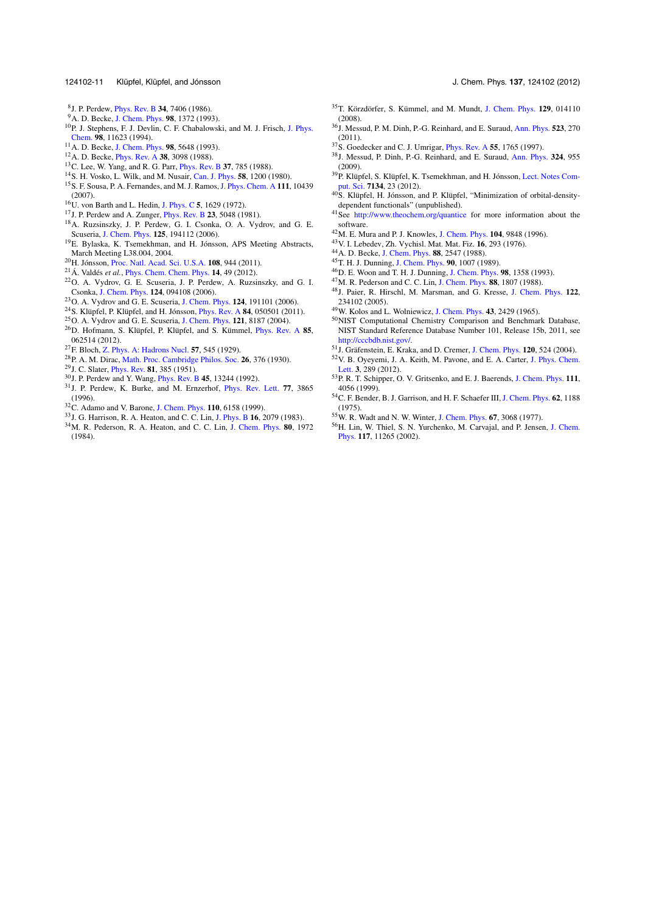[8] J. P. Perdew, Phys. Rev. B **34**, 7406 (1986).

[9] A. D. Becke, J. Chem. Phys. **98**, 1372 (1993).

[10] P. J. Stephens, F. J. Devlin, C. F. Chabalowski, and M. J. Frisch, J. Phys. Chem. **98**, 11623 (1994).

[11] A. D. Becke, J. Chem. Phys. **98**, 5648 (1993).

[12] A. D. Becke, Phys. Rev. A **38**, 3098 (1988).

[13] C. Lee, W. Yang, and R. G. Parr, Phys. Rev. B **37**, 785 (1988).

[14] S. H. Vosko, L. Wilk, and M. Nusair, Can. J. Phys. **58**, 1200 (1980).

[15] S. F. Sousa, P. A. Fernandes, and M. J. Ramos, J. Phys. Chem. A **111**, 10439 (2007).

[16] U. von Barth and L. Hedin, J. Phys. C **5**, 1629 (1972).

[17] J. P. Perdew and A. Zunger, Phys. Rev. B **23**, 5048 (1981).

[18] A. Ruzsinszky, J. P. Perdew, G. I. Csonka, O. A. Vydrov, and G. E. Scuseria, J. Chem. Phys. **125**, 194112 (2006).

[19] E. Bylaska, K. Tsemekhman, and H. Jónsson, APS Meeting Abstracts, March Meeting L38.004, 2004.

[20] H. Jónsson, Proc. Natl. Acad. Sci. U.S.A. **108**, 944 (2011).

[21] Á. Valdés *et al.*, Phys. Chem. Chem. Phys. **14**, 49 (2012).

[22] O. A. Vydrov, G. E. Scuseria, J. P. Perdew, A. Ruzsinszky, and G. I. Csonka, J. Chem. Phys. **124**, 094108 (2006).

[23] O. A. Vydrov and G. E. Scuseria, J. Chem. Phys. **124**, 191101 (2006).

[24] S. Klüpfel, P. Klüpfel, and H. Jónsson, Phys. Rev. A **84**, 050501 (2011).

[25] O. A. Vydrov and G. E. Scuseria, J. Chem. Phys. **121**, 8187 (2004).

[26] D. Hofmann, S. Klüpfel, P. Klüpfel, and S. Kümmel, Phys. Rev. A **85**, 062514 (2012).

[27] F. Bloch, Z. Phys. A: Hadrons Nucl. **57**, 545 (1929).

[28] P. A. M. Dirac, Math. Proc. Cambridge Philos. Soc. **26**, 376 (1930).

[29] J. C. Slater, Phys. Rev. **81**, 385 (1951).

[30] J. P. Perdew and Y. Wang, Phys. Rev. B **45**, 13244 (1992).

[31] J. P. Perdew, K. Burke, and M. Ernzerhof, Phys. Rev. Lett. **77**, 3865 (1996).

[32] C. Adamo and V. Barone, J. Chem. Phys. **110**, 6158 (1999).

[33] J. G. Harrison, R. A. Heaton, and C. C. Lin, J. Phys. B **16**, 2079 (1983).

[34] M. R. Pederson, R. A. Heaton, and C. C. Lin, J. Chem. Phys. **80**, 1972 (1984).

[35] T. Körzdörfer, S. Kümmel, and M. Mundt, J. Chem. Phys. **129**, 014110 (2008).

[36] J. Messud, P. M. Dinh, P.-G. Reinhard, and E. Suraud, Ann. Phys. **523**, 270 (2011).

[37] S. Goedecker and C. J. Umrigar, Phys. Rev. A **55**, 1765 (1997).

[38] J. Messud, P. Dinh, P.-G. Reinhard, and E. Suraud, Ann. Phys. **324**, 955 (2009).

[39] P. Klüpfel, S. Klüpfel, K. Tsemekhman, and H. Jónsson, Lect. Notes Comput. Sci. **7134**, 23 (2012).

[40] S. Klüpfel, H. Jónsson, and P. Klüpfel, "Minimization of orbital-density-dependent functionals" (unpublished).

[41] See http://www.theochem.org/quantice for more information about the software.

[42] M. E. Mura and P. J. Knowles, J. Chem. Phys. **104**, 9848 (1996).

[43] V. I. Lebedev, Zh. Vychisl. Mat. Mat. Fiz. **16**, 293 (1976).

[44] A. D. Becke, J. Chem. Phys. **88**, 2547 (1988).

[45] T. H. J. Dunning, J. Chem. Phys. **90**, 1007 (1989).

[46] D. E. Woon and T. H. J. Dunning, J. Chem. Phys. **98**, 1358 (1993).

[47] M. R. Pederson and C. C. Lin, J. Chem. Phys. **88**, 1807 (1988).

[48] J. Paier, R. Hirschl, M. Marsman, and G. Kresse, J. Chem. Phys. **122**, 234102 (2005).

[49] W. Kolos and L. Wolniewicz, J. Chem. Phys. **43**, 2429 (1965).

[50] NIST Computational Chemistry Comparison and Benchmark Database, NIST Standard Reference Database Number 101, Release 15b, 2011, see http://cccbdb.nist.gov/.

[51] J. Gräfenstein, E. Kraka, and D. Cremer, J. Chem. Phys. **120**, 524 (2004).

[52] V. B. Oyeyemi, J. A. Keith, M. Pavone, and E. A. Carter, J. Phys. Chem. Lett. **3**, 289 (2012).

[53] P. R. T. Schipper, O. V. Gritsenko, and E. J. Baerends, J. Chem. Phys. **111**, 4056 (1999).

[54] C. F. Bender, B. J. Garrison, and H. F. Schaefer III, J. Chem. Phys. **62**, 1188 (1975).

[55] W. R. Wadt and N. W. Winter, J. Chem. Phys. **67**, 3068 (1977).

[56] H. Lin, W. Thiel, S. N. Yurchenko, M. Carvajal, and P. Jensen, J. Chem. Phys. **117**, 11265 (2002).